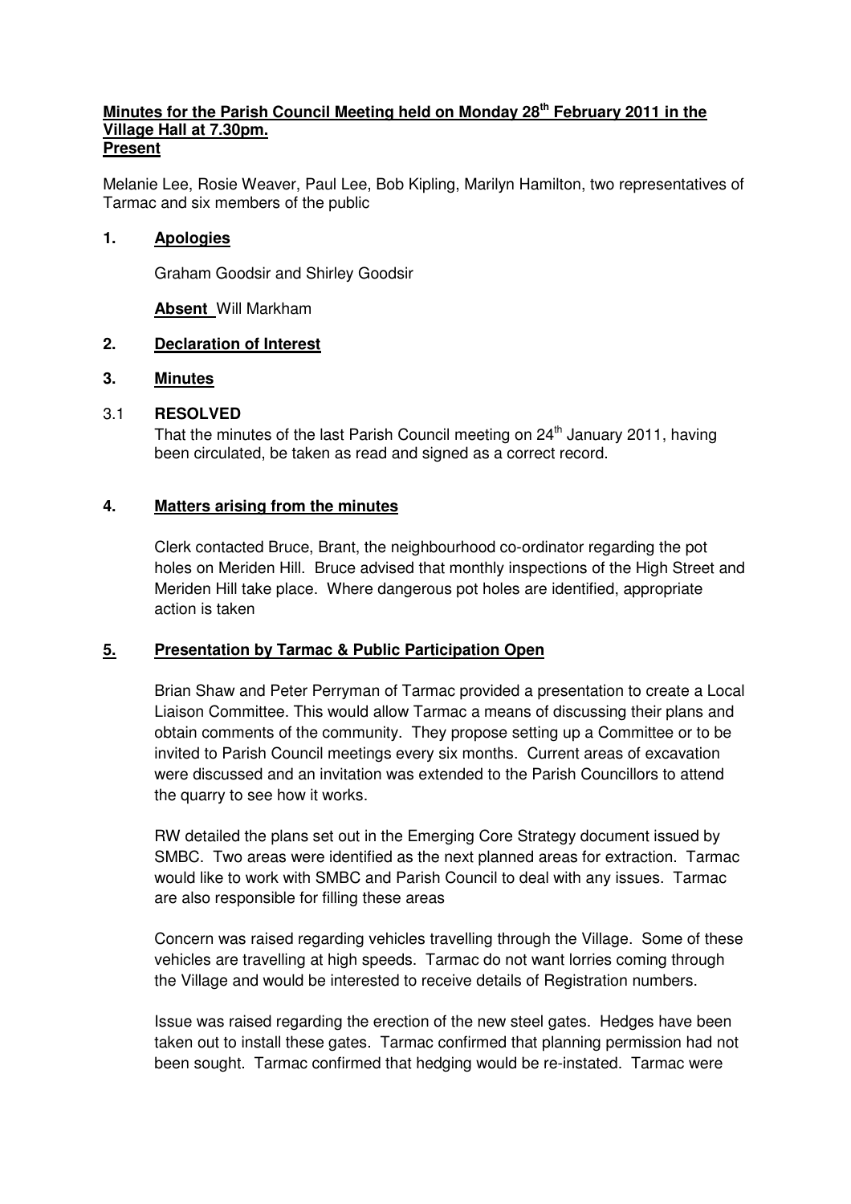**Minutes for the Parish Council Meeting held on Monday 28th February 2011 in the Village Hall at 7.30pm.**

**Present**

Melanie Lee, Rosie Weaver, Paul Lee, Bob Kipling, Marilyn Hamilton, two representatives of Tarmac and six members of the public

## 1. Apologies

Graham Goodsir and Shirley Goodsir

**Absent** Will Markham

## 2. Declaration of Interest

## 3. Minutes

3.1 **RESOLVED**

That the minutes of the last Parish Council meeting on 24th January 2011, having been circulated, be taken as read and signed as a correct record.

## 4. Matters arising from the minutes

Clerk contacted Bruce, Brant, the neighbourhood co-ordinator regarding the pot holes on Meriden Hill. Bruce advised that monthly inspections of the High Street and Meriden Hill take place. Where dangerous pot holes are identified, appropriate action is taken

## 5. Presentation by Tarmac & Public Participation Open

Brian Shaw and Peter Perryman of Tarmac provided a presentation to create a Local Liaison Committee. This would allow Tarmac a means of discussing their plans and obtain comments of the community. They propose setting up a Committee or to be invited to Parish Council meetings every six months. Current areas of excavation were discussed and an invitation was extended to the Parish Councillors to attend the quarry to see how it works.

RW detailed the plans set out in the Emerging Core Strategy document issued by SMBC. Two areas were identified as the next planned areas for extraction. Tarmac would like to work with SMBC and Parish Council to deal with any issues. Tarmac are also responsible for filling these areas

Concern was raised regarding vehicles travelling through the Village. Some of these vehicles are travelling at high speeds. Tarmac do not want lorries coming through the Village and would be interested to receive details of Registration numbers.

Issue was raised regarding the erection of the new steel gates. Hedges have been taken out to install these gates. Tarmac confirmed that planning permission had not been sought. Tarmac confirmed that hedging would be re-instated. Tarmac were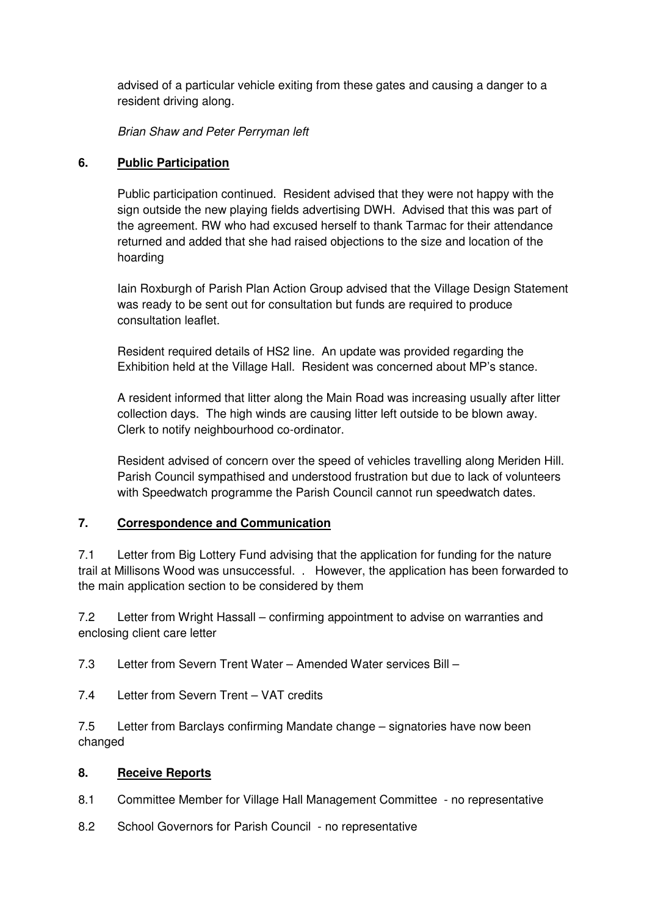advised of a particular vehicle exiting from these gates and causing a danger to a resident driving along.

*Brian Shaw and Peter Perryman left*

## 6. **Public Participation**

Public participation continued. Resident advised that they were not happy with the sign outside the new playing fields advertising DWH. Advised that this was part of the agreement. RW who had excused herself to thank Tarmac for their attendance returned and added that she had raised objections to the size and location of the hoarding

Iain Roxburgh of Parish Plan Action Group advised that the Village Design Statement was ready to be sent out for consultation but funds are required to produce consultation leaflet.

Resident required details of HS2 line. An update was provided regarding the Exhibition held at the Village Hall. Resident was concerned about MP's stance.

A resident informed that litter along the Main Road was increasing usually after litter collection days. The high winds are causing litter left outside to be blown away. Clerk to notify neighbourhood co-ordinator.

Resident advised of concern over the speed of vehicles travelling along Meriden Hill. Parish Council sympathised and understood frustration but due to lack of volunteers with Speedwatch programme the Parish Council cannot run speedwatch dates.

## 7. **Correspondence and Communication**

7.1 Letter from Big Lottery Fund advising that the application for funding for the nature trail at Millisons Wood was unsuccessful. . However, the application has been forwarded to the main application section to be considered by them

7.2 Letter from Wright Hassall – confirming appointment to advise on warranties and enclosing client care letter

7.3 Letter from Severn Trent Water – Amended Water services Bill –

7.4 Letter from Severn Trent – VAT credits

7.5 Letter from Barclays confirming Mandate change – signatories have now been changed

## 8. **Receive Reports**

8.1 Committee Member for Village Hall Management Committee - no representative

8.2 School Governors for Parish Council - no representative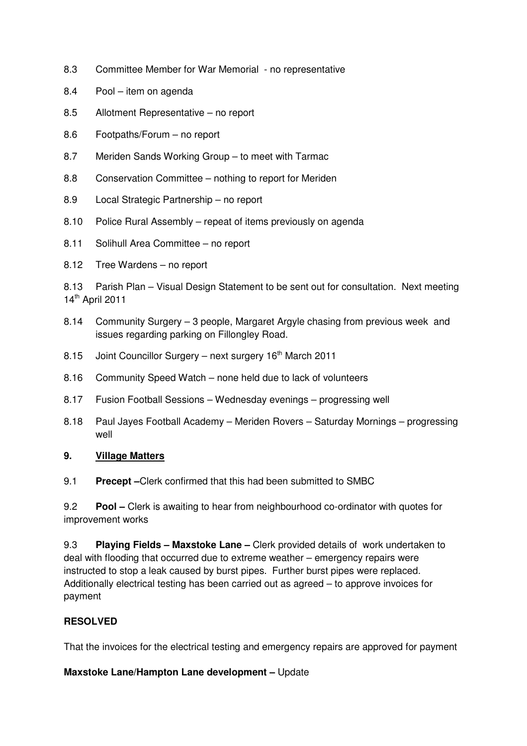8.3 Committee Member for War Memorial - no representative

8.4 Pool – item on agenda

8.5 Allotment Representative – no report

8.6 Footpaths/Forum – no report

8.7 Meriden Sands Working Group – to meet with Tarmac

8.8 Conservation Committee – nothing to report for Meriden

8.9 Local Strategic Partnership – no report

8.10 Police Rural Assembly – repeat of items previously on agenda

8.11 Solihull Area Committee – no report

8.12 Tree Wardens – no report

8.13 Parish Plan – Visual Design Statement to be sent out for consultation. Next meeting 14th April 2011

8.14 Community Surgery – 3 people, Margaret Argyle chasing from previous week and issues regarding parking on Fillongley Road.

8.15 Joint Councillor Surgery – next surgery 16th March 2011

8.16 Community Speed Watch – none held due to lack of volunteers

8.17 Fusion Football Sessions – Wednesday evenings – progressing well

8.18 Paul Jayes Football Academy – Meriden Rovers – Saturday Mornings – progressing well

## 9. Village Matters

9.1 **Precept –**Clerk confirmed that this had been submitted to SMBC

9.2 **Pool –** Clerk is awaiting to hear from neighbourhood co-ordinator with quotes for improvement works

9.3 **Playing Fields – Maxstoke Lane –** Clerk provided details of work undertaken to deal with flooding that occurred due to extreme weather – emergency repairs were instructed to stop a leak caused by burst pipes. Further burst pipes were replaced. Additionally electrical testing has been carried out as agreed – to approve invoices for payment

**RESOLVED**

That the invoices for the electrical testing and emergency repairs are approved for payment

**Maxstoke Lane/Hampton Lane development –** Update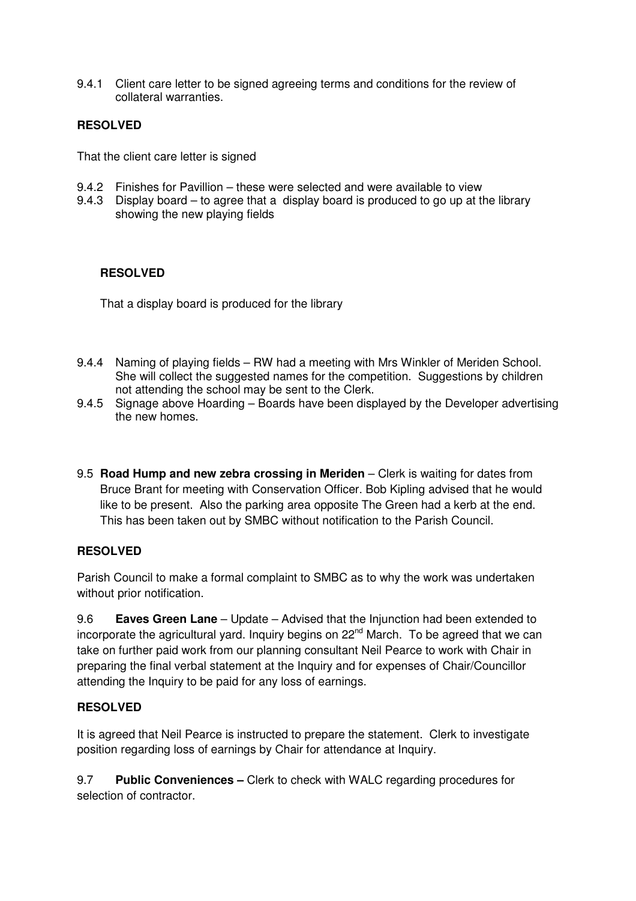9.4.1 Client care letter to be signed agreeing terms and conditions for the review of collateral warranties.

**RESOLVED**

That the client care letter is signed

9.4.2 Finishes for Pavillion – these were selected and were available to view

9.4.3 Display board – to agree that a display board is produced to go up at the library showing the new playing fields

**RESOLVED**

That a display board is produced for the library

9.4.4 Naming of playing fields – RW had a meeting with Mrs Winkler of Meriden School. She will collect the suggested names for the competition. Suggestions by children not attending the school may be sent to the Clerk.

9.4.5 Signage above Hoarding – Boards have been displayed by the Developer advertising the new homes.

9.5 **Road Hump and new zebra crossing in Meriden** – Clerk is waiting for dates from Bruce Brant for meeting with Conservation Officer. Bob Kipling advised that he would like to be present. Also the parking area opposite The Green had a kerb at the end. This has been taken out by SMBC without notification to the Parish Council.

**RESOLVED**

Parish Council to make a formal complaint to SMBC as to why the work was undertaken without prior notification.

9.6 **Eaves Green Lane** – Update – Advised that the Injunction had been extended to incorporate the agricultural yard. Inquiry begins on 22nd March. To be agreed that we can take on further paid work from our planning consultant Neil Pearce to work with Chair in preparing the final verbal statement at the Inquiry and for expenses of Chair/Councillor attending the Inquiry to be paid for any loss of earnings.

**RESOLVED**

It is agreed that Neil Pearce is instructed to prepare the statement. Clerk to investigate position regarding loss of earnings by Chair for attendance at Inquiry.

9.7 **Public Conveniences –** Clerk to check with WALC regarding procedures for selection of contractor.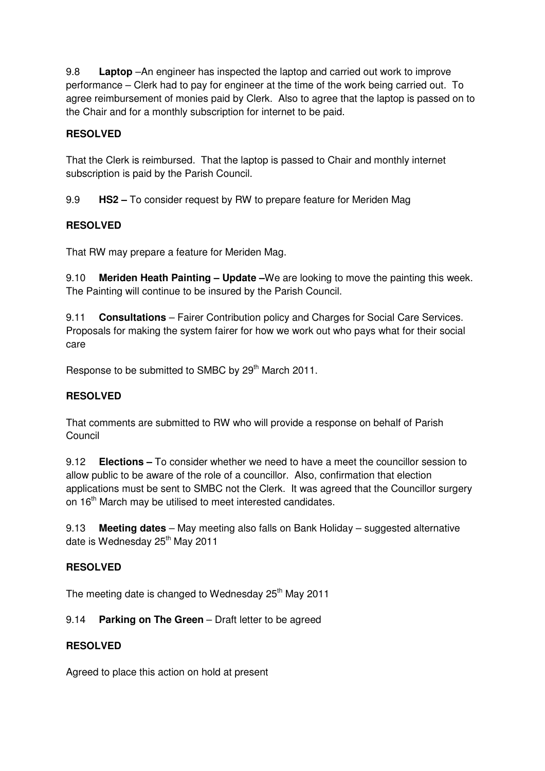9.8 **Laptop** –An engineer has inspected the laptop and carried out work to improve performance – Clerk had to pay for engineer at the time of the work being carried out. To agree reimbursement of monies paid by Clerk. Also to agree that the laptop is passed on to the Chair and for a monthly subscription for internet to be paid.

**RESOLVED**

That the Clerk is reimbursed. That the laptop is passed to Chair and monthly internet subscription is paid by the Parish Council.

9.9 **HS2 –** To consider request by RW to prepare feature for Meriden Mag

**RESOLVED**

That RW may prepare a feature for Meriden Mag.

9.10 **Meriden Heath Painting – Update –**We are looking to move the painting this week. The Painting will continue to be insured by the Parish Council.

9.11 **Consultations** – Fairer Contribution policy and Charges for Social Care Services. Proposals for making the system fairer for how we work out who pays what for their social care

Response to be submitted to SMBC by 29th March 2011.

**RESOLVED**

That comments are submitted to RW who will provide a response on behalf of Parish Council

9.12 **Elections –** To consider whether we need to have a meet the councillor session to allow public to be aware of the role of a councillor. Also, confirmation that election applications must be sent to SMBC not the Clerk. It was agreed that the Councillor surgery on 16th March may be utilised to meet interested candidates.

9.13 **Meeting dates** – May meeting also falls on Bank Holiday – suggested alternative date is Wednesday 25th May 2011

**RESOLVED**

The meeting date is changed to Wednesday 25th May 2011

9.14 **Parking on The Green** – Draft letter to be agreed

**RESOLVED**

Agreed to place this action on hold at present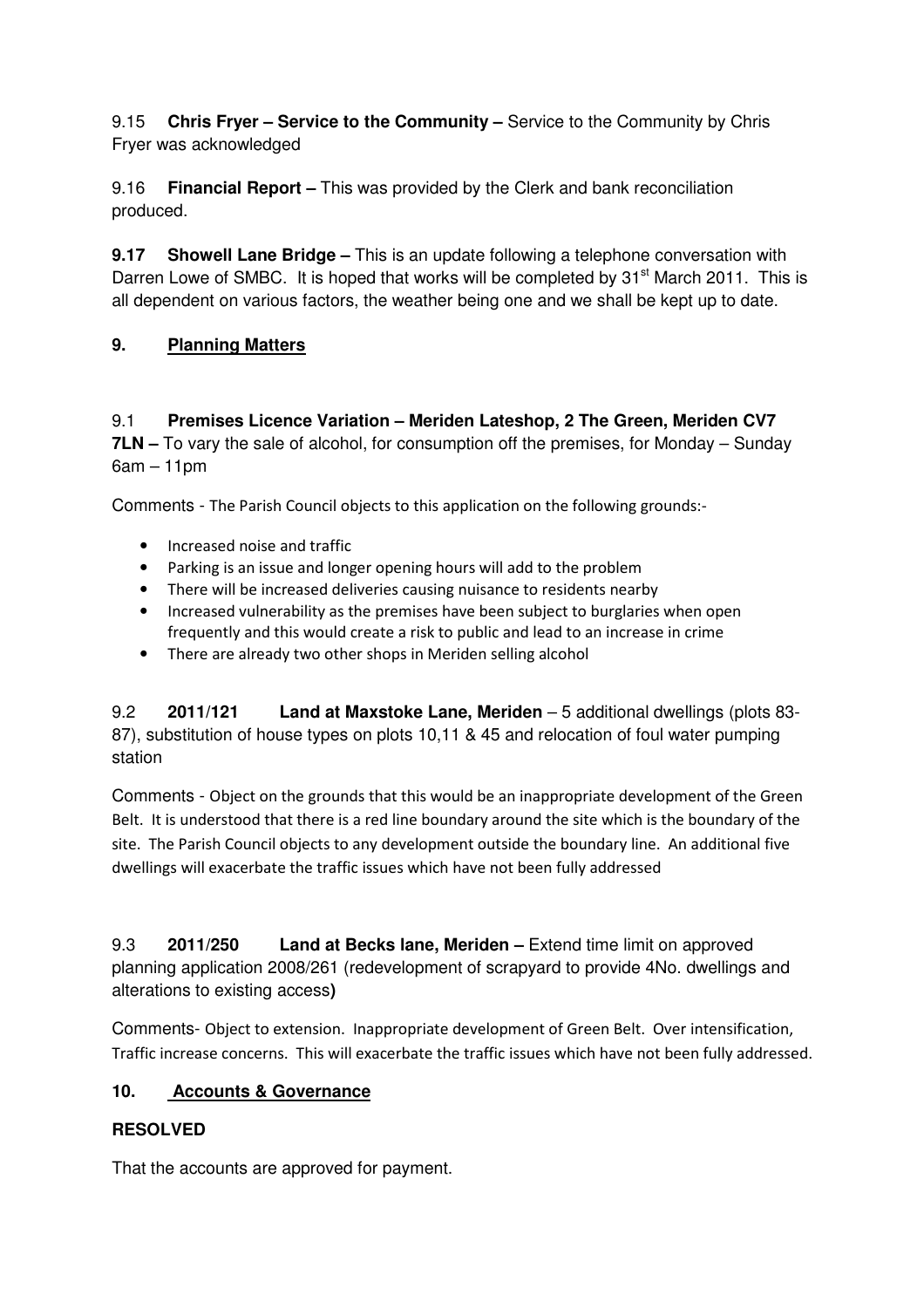9.15 **Chris Fryer – Service to the Community –** Service to the Community by Chris Fryer was acknowledged

9.16 **Financial Report –** This was provided by the Clerk and bank reconciliation produced.

**9.17 Showell Lane Bridge –** This is an update following a telephone conversation with Darren Lowe of SMBC. It is hoped that works will be completed by 31st March 2011. This is all dependent on various factors, the weather being one and we shall be kept up to date.

## 9. Planning Matters

9.1 **Premises Licence Variation – Meriden Lateshop, 2 The Green, Meriden CV7 7LN –** To vary the sale of alcohol, for consumption off the premises, for Monday – Sunday 6am – 11pm

Comments - The Parish Council objects to this application on the following grounds:-

- Increased noise and traffic
- Parking is an issue and longer opening hours will add to the problem
- There will be increased deliveries causing nuisance to residents nearby
- Increased vulnerability as the premises have been subject to burglaries when open frequently and this would create a risk to public and lead to an increase in crime
- There are already two other shops in Meriden selling alcohol

9.2 **2011/121 Land at Maxstoke Lane, Meriden** – 5 additional dwellings (plots 83-87), substitution of house types on plots 10,11 & 45 and relocation of foul water pumping station

Comments - Object on the grounds that this would be an inappropriate development of the Green Belt. It is understood that there is a red line boundary around the site which is the boundary of the site. The Parish Council objects to any development outside the boundary line. An additional five dwellings will exacerbate the traffic issues which have not been fully addressed

9.3 **2011/250 Land at Becks lane, Meriden –** Extend time limit on approved planning application 2008/261 (redevelopment of scrapyard to provide 4No. dwellings and alterations to existing access**)**

Comments- Object to extension. Inappropriate development of Green Belt. Over intensification, Traffic increase concerns. This will exacerbate the traffic issues which have not been fully addressed.

## 10. Accounts & Governance

**RESOLVED**

That the accounts are approved for payment.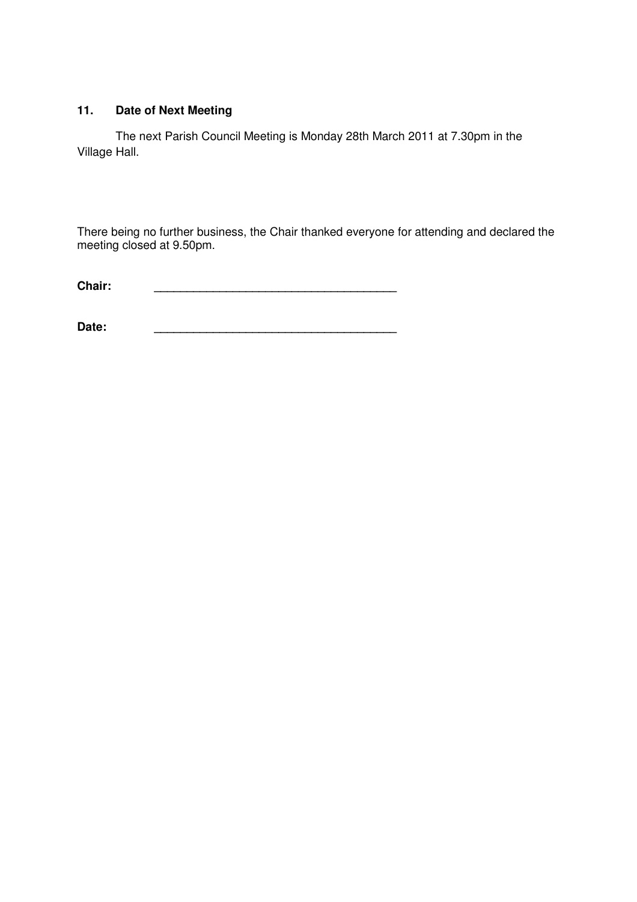### 11. Date of Next Meeting

The next Parish Council Meeting is Monday 28th March 2011 at 7.30pm in the Village Hall.

There being no further business, the Chair thanked everyone for attending and declared the meeting closed at 9.50pm.

**Chair:** ______________________________________

**Date:** ______________________________________